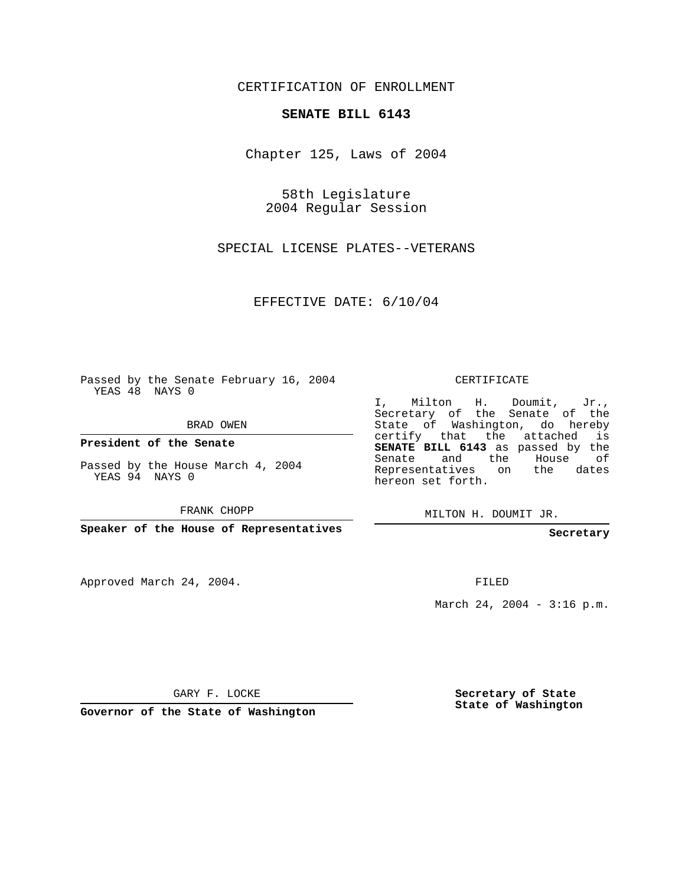CERTIFICATION OF ENROLLMENT

**SENATE BILL 6143**

Chapter 125, Laws of 2004

58th Legislature
2004 Regular Session

SPECIAL LICENSE PLATES--VETERANS

EFFECTIVE DATE: 6/10/04

Passed by the Senate February 16, 2004
YEAS 48 NAYS 0

BRAD OWEN

**President of the Senate**

Passed by the House March 4, 2004
YEAS 94 NAYS 0

FRANK CHOPP

**Speaker of the House of Representatives**

CERTIFICATE

I, Milton H. Doumit, Jr., Secretary of the Senate of the State of Washington, do hereby certify that the attached is **SENATE BILL 6143** as passed by the Senate and the House of Representatives on the dates hereon set forth.

MILTON H. DOUMIT JR.

**Secretary**

Approved March 24, 2004.

FILED

March 24, 2004 - 3:16 p.m.

GARY F. LOCKE

**Governor of the State of Washington**

**Secretary of State**
**State of Washington**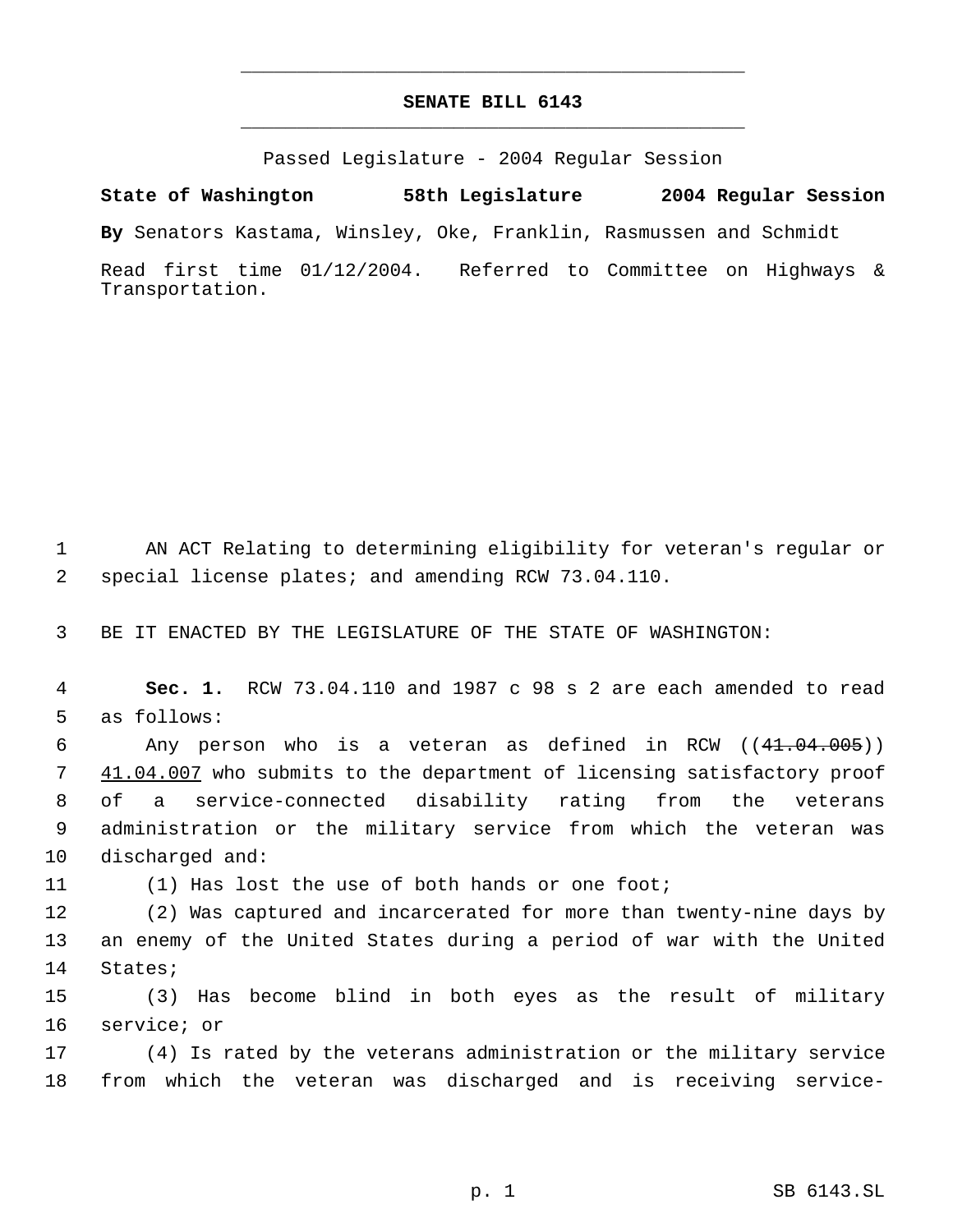# SENATE BILL 6143

Passed Legislature - 2004 Regular Session

**State of Washington 58th Legislature 2004 Regular Session**

**By** Senators Kastama, Winsley, Oke, Franklin, Rasmussen and Schmidt

Read first time 01/12/2004. Referred to Committee on Highways & Transportation.

1 AN ACT Relating to determining eligibility for veteran's regular or
2 special license plates; and amending RCW 73.04.110.

3 BE IT ENACTED BY THE LEGISLATURE OF THE STATE OF WASHINGTON:

4 **Sec. 1.** RCW 73.04.110 and 1987 c 98 s 2 are each amended to read
5 as follows:

6 Any person who is a veteran as defined in RCW ((~~41.04.005~~))
7 <u>41.04.007</u> who submits to the department of licensing satisfactory proof
8 of a service-connected disability rating from the veterans
9 administration or the military service from which the veteran was
10 discharged and:

11 (1) Has lost the use of both hands or one foot;

12 (2) Was captured and incarcerated for more than twenty-nine days by
13 an enemy of the United States during a period of war with the United
14 States;

15 (3) Has become blind in both eyes as the result of military
16 service; or

17 (4) Is rated by the veterans administration or the military service
18 from which the veteran was discharged and is receiving service-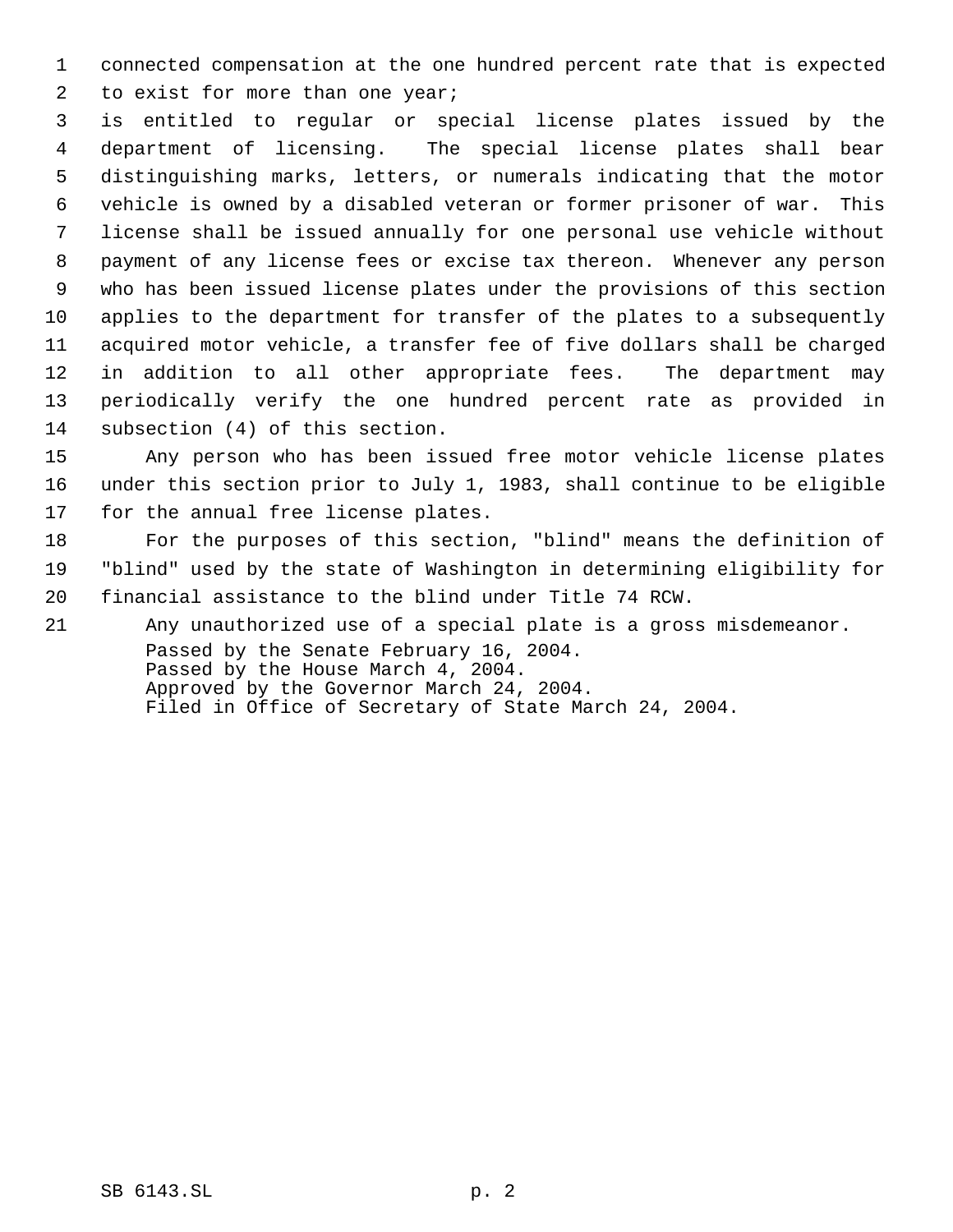connected compensation at the one hundred percent rate that is expected to exist for more than one year;

is entitled to regular or special license plates issued by the department of licensing. The special license plates shall bear distinguishing marks, letters, or numerals indicating that the motor vehicle is owned by a disabled veteran or former prisoner of war. This license shall be issued annually for one personal use vehicle without payment of any license fees or excise tax thereon. Whenever any person who has been issued license plates under the provisions of this section applies to the department for transfer of the plates to a subsequently acquired motor vehicle, a transfer fee of five dollars shall be charged in addition to all other appropriate fees. The department may periodically verify the one hundred percent rate as provided in subsection (4) of this section.

Any person who has been issued free motor vehicle license plates under this section prior to July 1, 1983, shall continue to be eligible for the annual free license plates.

For the purposes of this section, "blind" means the definition of "blind" used by the state of Washington in determining eligibility for financial assistance to the blind under Title 74 RCW.

Any unauthorized use of a special plate is a gross misdemeanor.

Passed by the Senate February 16, 2004.
Passed by the House March 4, 2004.
Approved by the Governor March 24, 2004.
Filed in Office of Secretary of State March 24, 2004.